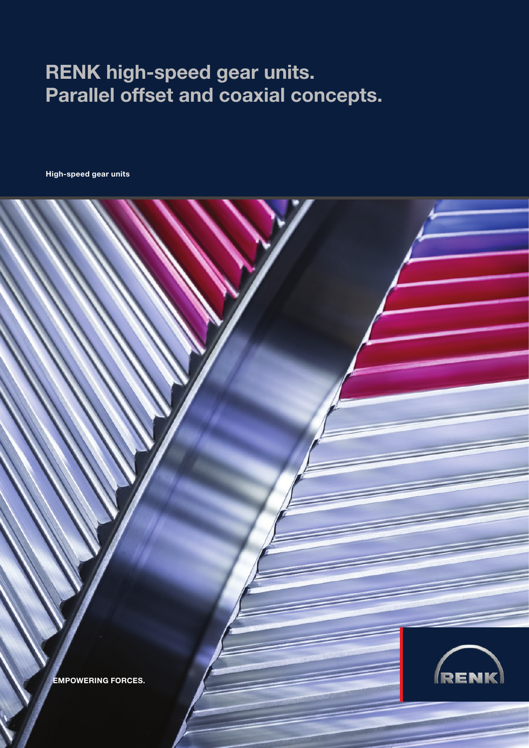# RENK high-speed gear units. Parallel offset and coaxial concepts.

**High-speed gear units**

**EMPOWERING FORCES.**

RENK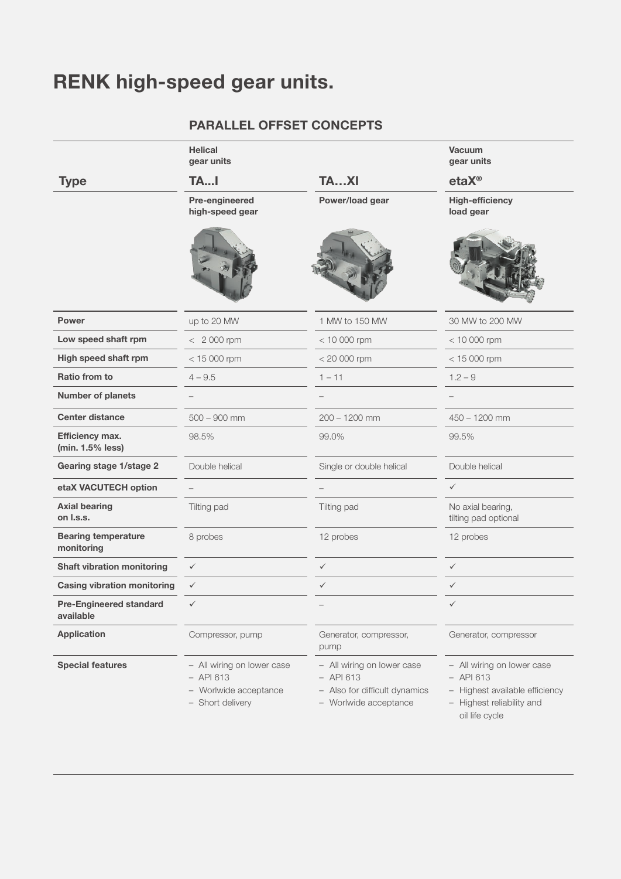# RENK high-speed gear units.

## PARALLEL OFFSET CONCEPTS

| | Helical gear units | | Vacuum gear units |
|---|---|---|---|
| **Type** | **TA...I** | **TA…XI** | **etaX®** |
| | **Pre-engineered high-speed gear** | **Power/load gear** | **High-efficiency load gear** |
| **Power** | up to 20 MW | 1 MW to 150 MW | 30 MW to 200 MW |
| **Low speed shaft rpm** | < 2 000 rpm | < 10 000 rpm | < 10 000 rpm |
| **High speed shaft rpm** | < 15 000 rpm | < 20 000 rpm | < 15 000 rpm |
| **Ratio from to** | 4 – 9.5 | 1 – 11 | 1.2 – 9 |
| **Number of planets** | – | – | – |
| **Center distance** | 500 – 900 mm | 200 – 1200 mm | 450 – 1200 mm |
| **Efficiency max. (min. 1.5% less)** | 98.5% | 99.0% | 99.5% |
| **Gearing stage 1/stage 2** | Double helical | Single or double helical | Double helical |
| **etaX VACUTECH option** | – | – | ✓ |
| **Axial bearing on l.s.s.** | Tilting pad | Tilting pad | No axial bearing, tilting pad optional |
| **Bearing temperature monitoring** | 8 probes | 12 probes | 12 probes |
| **Shaft vibration monitoring** | ✓ | ✓ | ✓ |
| **Casing vibration monitoring** | ✓ | ✓ | ✓ |
| **Pre-Engineered standard available** | ✓ | – | ✓ |
| **Application** | Compressor, pump | Generator, compressor, pump | Generator, compressor |
| **Special features** | – All wiring on lower case<br>– API 613<br>– Worlwide acceptance<br>– Short delivery | – All wiring on lower case<br>– API 613<br>– Also for difficult dynamics<br>– Worlwide acceptance | – All wiring on lower case<br>– API 613<br>– Highest available efficiency<br>– Highest reliability and oil life cycle |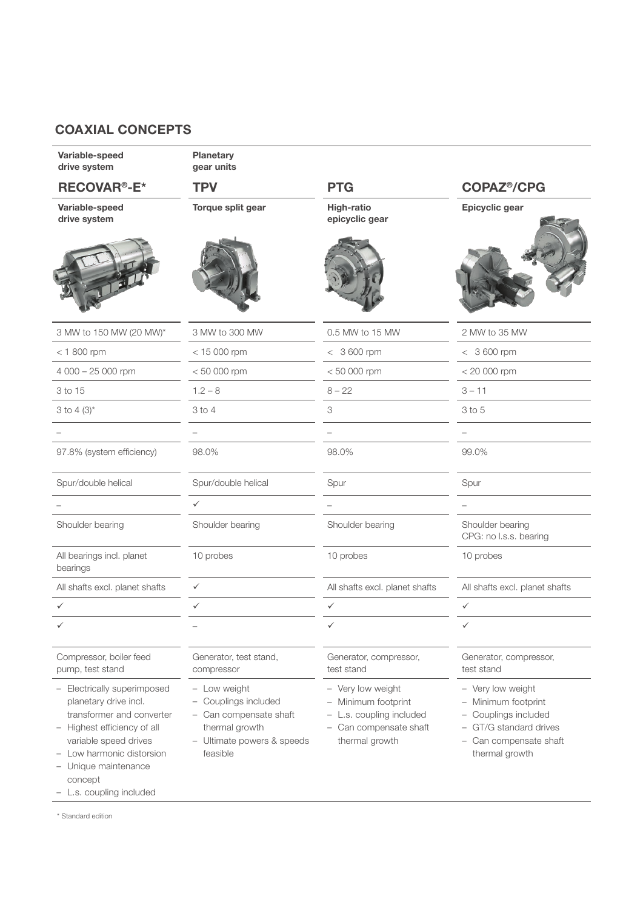## COAXIAL CONCEPTS

| Variable-speed drive system | Planetary gear units | | |
|---|---|---|---|
| **RECOVAR®-E*** | **TPV** | **PTG** | **COPAZ®/CPG** |
| **Variable-speed drive system** | **Torque split gear** | **High-ratio epicyclic gear** | **Epicyclic gear** |
| 3 MW to 150 MW (20 MW)* | 3 MW to 300 MW | 0.5 MW to 15 MW | 2 MW to 35 MW |
| < 1 800 rpm | < 15 000 rpm | < 3 600 rpm | < 3 600 rpm |
| 4 000 – 25 000 rpm | < 50 000 rpm | < 50 000 rpm | < 20 000 rpm |
| 3 to 15 | 1.2 – 8 | 8 – 22 | 3 – 11 |
| 3 to 4 (3)* | 3 to 4 | 3 | 3 to 5 |
| – | – | – | – |
| 97.8% (system efficiency) | 98.0% | 98.0% | 99.0% |
| Spur/double helical | Spur/double helical | Spur | Spur |
| – | ✓ | – | – |
| Shoulder bearing | Shoulder bearing | Shoulder bearing | Shoulder bearing CPG: no l.s.s. bearing |
| All bearings incl. planet bearings | 10 probes | 10 probes | 10 probes |
| All shafts excl. planet shafts | ✓ | All shafts excl. planet shafts | All shafts excl. planet shafts |
| ✓ | ✓ | ✓ | ✓ |
| ✓ | – | ✓ | ✓ |
| Compressor, boiler feed pump, test stand | Generator, test stand, compressor | Generator, compressor, test stand | Generator, compressor, test stand |
| – Electrically superimposed planetary drive incl. transformer and converter<br>– Highest efficiency of all variable speed drives<br>– Low harmonic distorsion<br>– Unique maintenance concept<br>– L.s. coupling included | – Low weight<br>– Couplings included<br>– Can compensate shaft thermal growth<br>– Ultimate powers & speeds feasible | – Very low weight<br>– Minimum footprint<br>– L.s. coupling included<br>– Can compensate shaft thermal growth | – Very low weight<br>– Minimum footprint<br>– Couplings included<br>– GT/G standard drives<br>– Can compensate shaft thermal growth |

\* Standard edition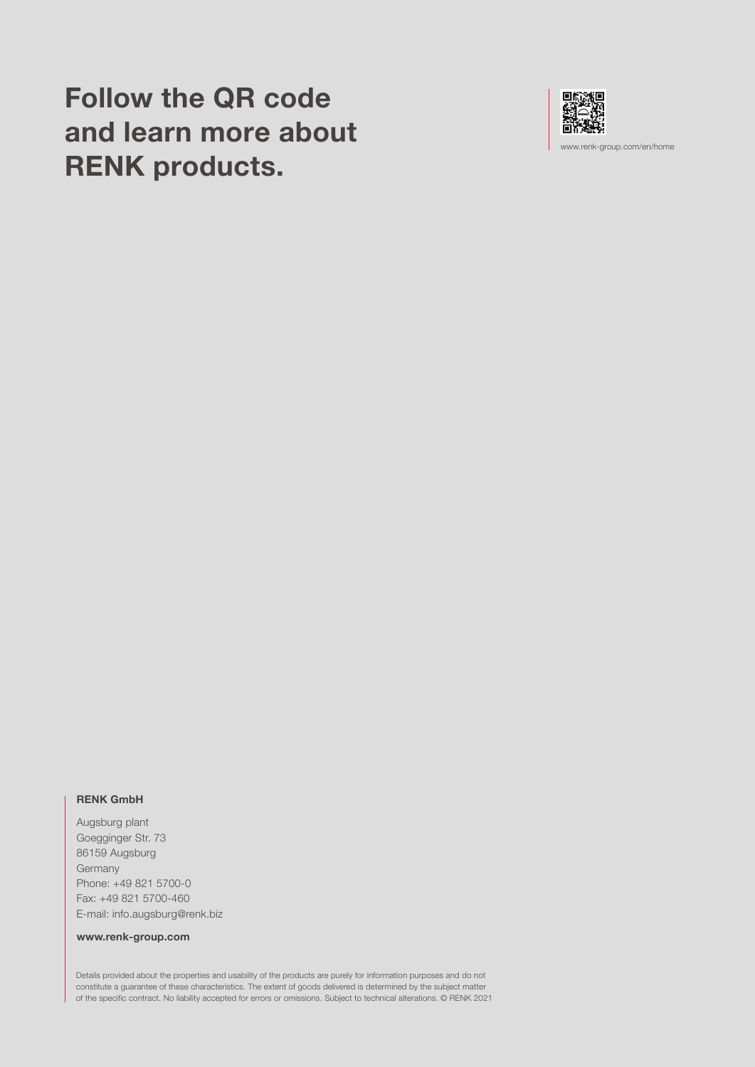# Follow the QR code and learn more about RENK products.

www.renk-group.com/en/home

**RENK GmbH**

Augsburg plant
Goegginger Str. 73
86159 Augsburg
Germany
Phone: +49 821 5700-0
Fax: +49 821 5700-460
E-mail: info.augsburg@renk.biz

**www.renk-group.com**

Details provided about the properties and usability of the products are purely for information purposes and do not constitute a guarantee of these characteristics. The extent of goods delivered is determined by the subject matter of the specific contract. No liability accepted for errors or omissions. Subject to technical alterations. © RENK 2021